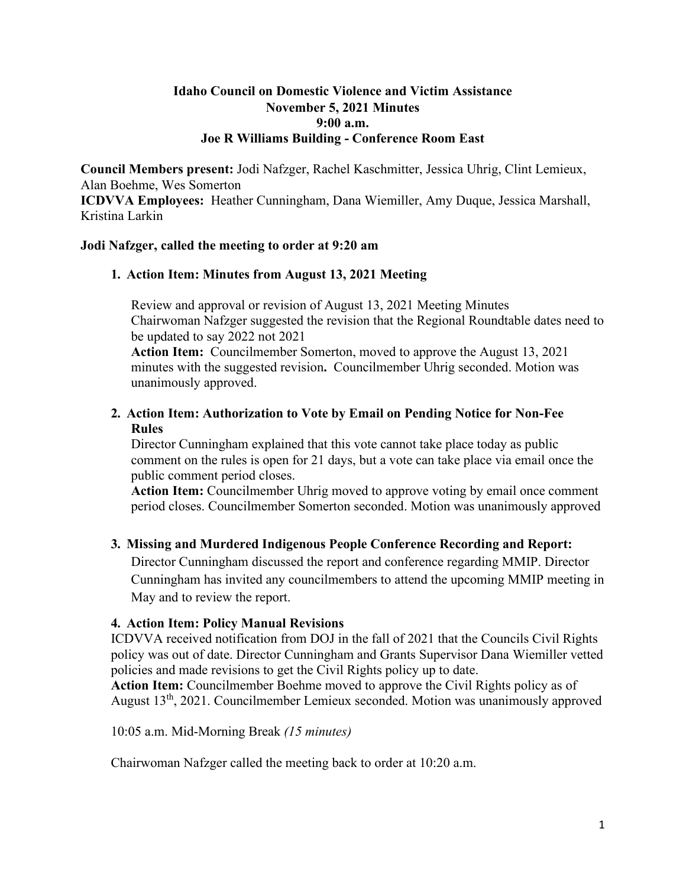**Idaho Council on Domestic Violence and Victim Assistance**
**November 5, 2021 Minutes**
**9:00 a.m.**
**Joe R Williams Building - Conference Room East**

**Council Members present:** Jodi Nafzger, Rachel Kaschmitter, Jessica Uhrig, Clint Lemieux, Alan Boehme, Wes Somerton
**ICDVVA Employees:** Heather Cunningham, Dana Wiemiller, Amy Duque, Jessica Marshall, Kristina Larkin

**Jodi Nafzger, called the meeting to order at 9:20 am**

1. **Action Item: Minutes from August 13, 2021 Meeting**

   Review and approval or revision of August 13, 2021 Meeting Minutes
   Chairwoman Nafzger suggested the revision that the Regional Roundtable dates need to be updated to say 2022 not 2021
   **Action Item:** Councilmember Somerton, moved to approve the August 13, 2021 minutes with the suggested revision**.** Councilmember Uhrig seconded. Motion was unanimously approved.

2. **Action Item: Authorization to Vote by Email on Pending Notice for Non-Fee Rules**
   Director Cunningham explained that this vote cannot take place today as public comment on the rules is open for 21 days, but a vote can take place via email once the public comment period closes.
   **Action Item:** Councilmember Uhrig moved to approve voting by email once comment period closes. Councilmember Somerton seconded. Motion was unanimously approved

3. **Missing and Murdered Indigenous People Conference Recording and Report:**
   Director Cunningham discussed the report and conference regarding MMIP. Director Cunningham has invited any councilmembers to attend the upcoming MMIP meeting in May and to review the report.

4. **Action Item: Policy Manual Revisions**

ICDVVA received notification from DOJ in the fall of 2021 that the Councils Civil Rights policy was out of date. Director Cunningham and Grants Supervisor Dana Wiemiller vetted policies and made revisions to get the Civil Rights policy up to date.
**Action Item:** Councilmember Boehme moved to approve the Civil Rights policy as of August 13th, 2021. Councilmember Lemieux seconded. Motion was unanimously approved

10:05 a.m. Mid-Morning Break *(15 minutes)*

Chairwoman Nafzger called the meeting back to order at 10:20 a.m.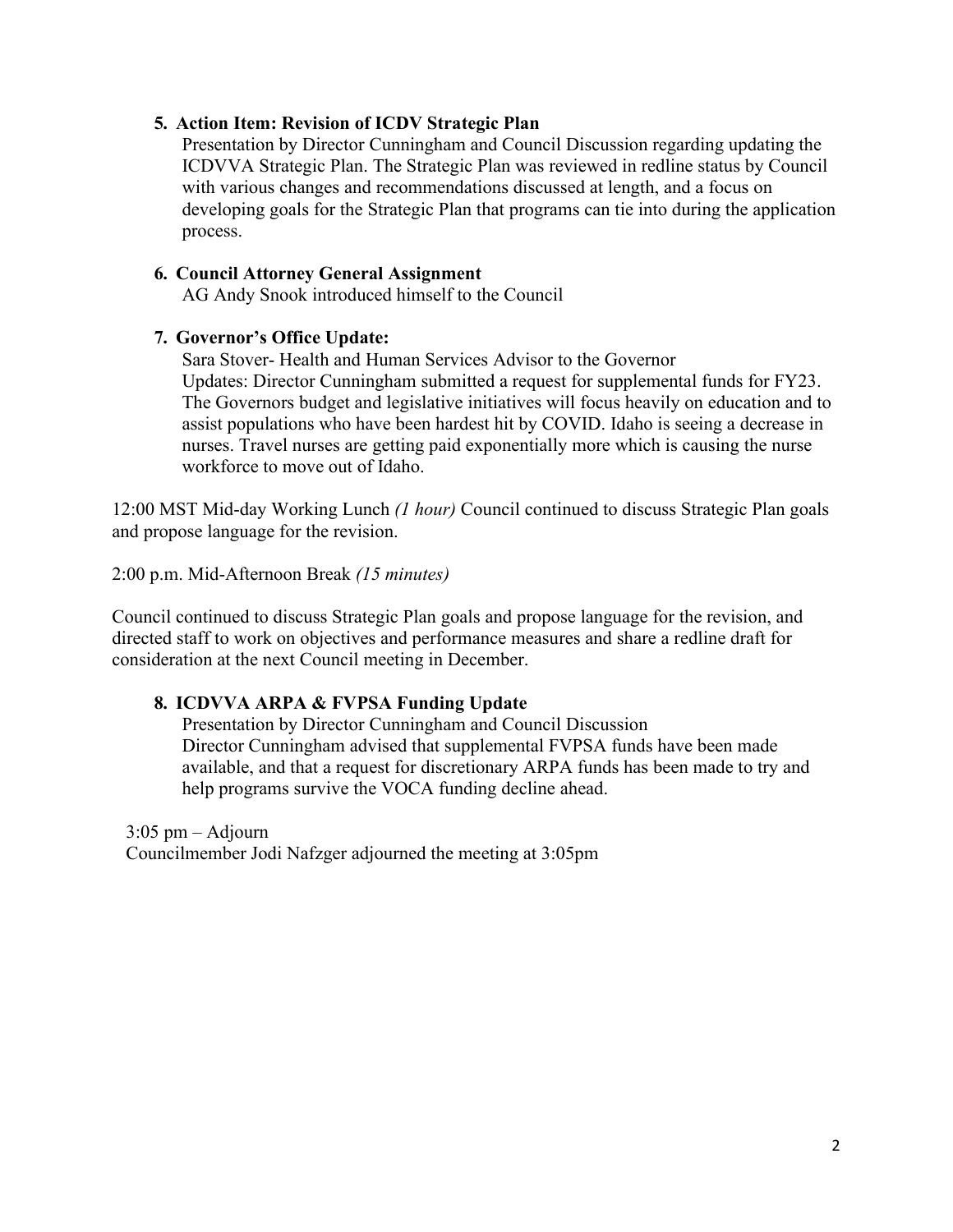5. **Action Item: Revision of ICDV Strategic Plan**
   Presentation by Director Cunningham and Council Discussion regarding updating the ICDVVA Strategic Plan. The Strategic Plan was reviewed in redline status by Council with various changes and recommendations discussed at length, and a focus on developing goals for the Strategic Plan that programs can tie into during the application process.

6. **Council Attorney General Assignment**
   AG Andy Snook introduced himself to the Council

7. **Governor's Office Update:**
   Sara Stover- Health and Human Services Advisor to the Governor
   Updates: Director Cunningham submitted a request for supplemental funds for FY23. The Governors budget and legislative initiatives will focus heavily on education and to assist populations who have been hardest hit by COVID. Idaho is seeing a decrease in nurses. Travel nurses are getting paid exponentially more which is causing the nurse workforce to move out of Idaho.

12:00 MST Mid-day Working Lunch *(1 hour)* Council continued to discuss Strategic Plan goals and propose language for the revision.

2:00 p.m. Mid-Afternoon Break *(15 minutes)*

Council continued to discuss Strategic Plan goals and propose language for the revision, and directed staff to work on objectives and performance measures and share a redline draft for consideration at the next Council meeting in December.

8. **ICDVVA ARPA & FVPSA Funding Update**
   Presentation by Director Cunningham and Council Discussion
   Director Cunningham advised that supplemental FVPSA funds have been made available, and that a request for discretionary ARPA funds has been made to try and help programs survive the VOCA funding decline ahead.

3:05 pm – Adjourn
Councilmember Jodi Nafzger adjourned the meeting at 3:05pm